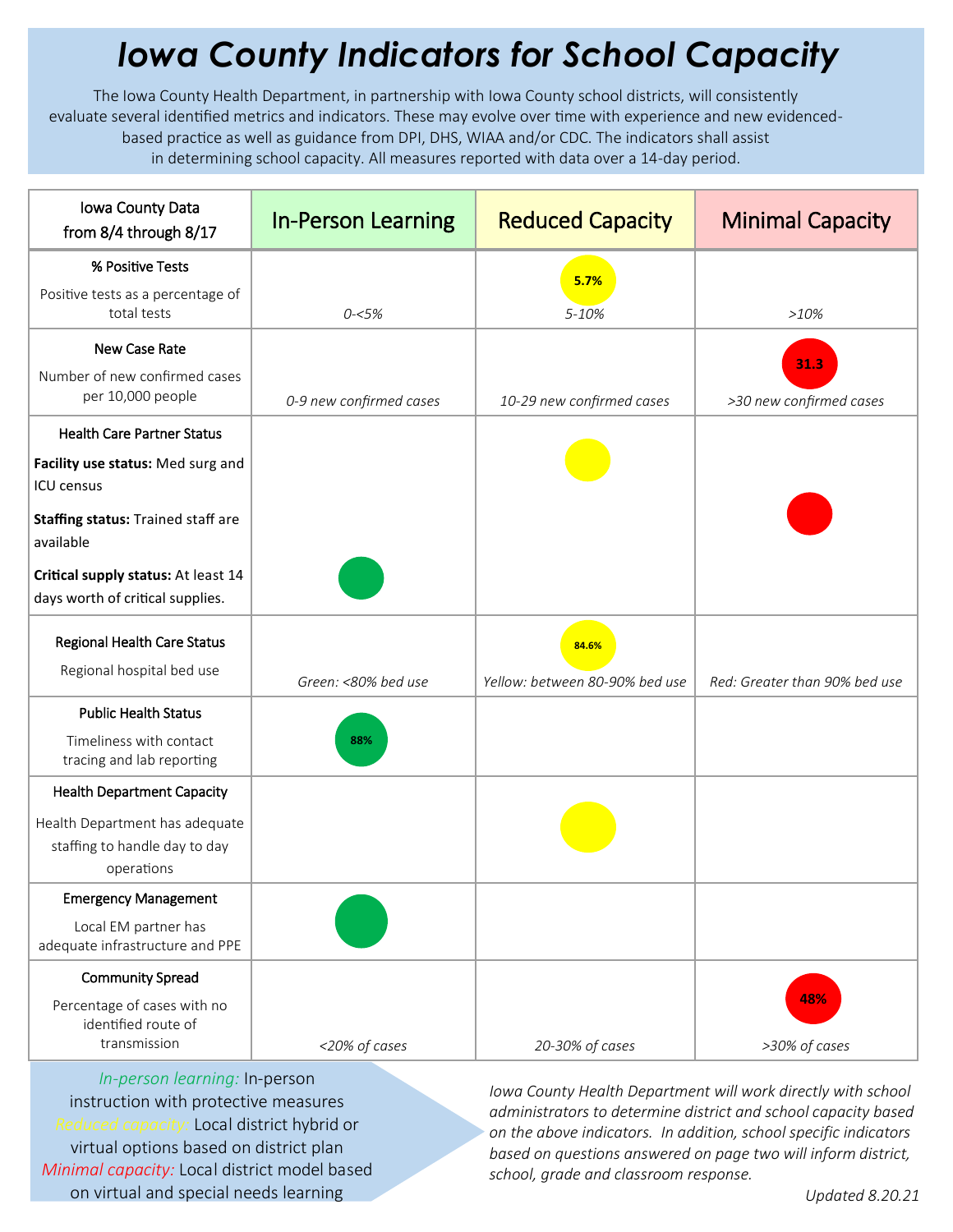# Iowa County Indicators for School Capacity

The Iowa County Health Department, in partnership with Iowa County school districts, will consistently evaluate several identified metrics and indicators. These may evolve over time with experience and new evidenced-based practice as well as guidance from DPI, DHS, WIAA and/or CDC. The indicators shall assist in determining school capacity. All measures reported with data over a 14-day period.

| Iowa County Data from 8/4 through 8/17 | In-Person Learning | Reduced Capacity | Minimal Capacity |
|---|---|---|---|
| **% Positive Tests**<br>Positive tests as a percentage of total tests | *0-<5%* | 5.7%<br>*5-10%* | *>10%* |
| **New Case Rate**<br>Number of new confirmed cases per 10,000 people | *0-9 new confirmed cases* | *10-29 new confirmed cases* | 31.3<br>*>30 new confirmed cases* |
| **Health Care Partner Status**<br>**Facility use status:** Med surg and ICU census<br>**Staffing status:** Trained staff are available<br>**Critical supply status:** At least 14 days worth of critical supplies. | ● (Critical supply status) | ● (Facility use status) | ● (Staffing status) |
| **Regional Health Care Status**<br>Regional hospital bed use | *Green: <80% bed use* | 84.6%<br>*Yellow: between 80-90% bed use* | *Red: Greater than 90% bed use* |
| **Public Health Status**<br>Timeliness with contact tracing and lab reporting | 88% | | |
| **Health Department Capacity**<br>Health Department has adequate staffing to handle day to day operations | | ● | |
| **Emergency Management**<br>Local EM partner has adequate infrastructure and PPE | ● | | |
| **Community Spread**<br>Percentage of cases with no identified route of transmission | *<20% of cases* | *20-30% of cases* | 48%<br>*>30% of cases* |

*In-person learning:* In-person instruction with protective measures
*Reduced capacity:* Local district hybrid or virtual options based on district plan
*Minimal capacity:* Local district model based on virtual and special needs learning

*Iowa County Health Department will work directly with school administrators to determine district and school capacity based on the above indicators. In addition, school specific indicators based on questions answered on page two will inform district, school, grade and classroom response.*

*Updated 8.20.21*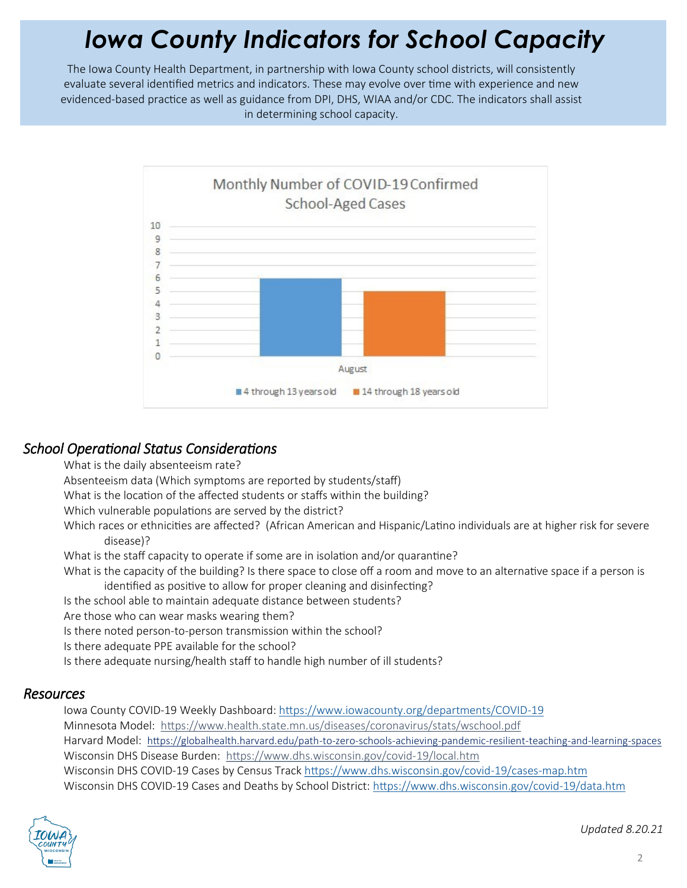# *Iowa County Indicators for School Capacity*

The Iowa County Health Department, in partnership with Iowa County school districts, will consistently evaluate several identified metrics and indicators. These may evolve over time with experience and new evidenced-based practice as well as guidance from DPI, DHS, WIAA and/or CDC. The indicators shall assist in determining school capacity.

Monthly Number of COVID-19 Confirmed School-Aged Cases

10
9
8
7
6
5
4
3
2
1
0

August

4 through 13 years old
14 through 18 years old

## *School Operational Status Considerations*

What is the daily absenteeism rate?
Absenteeism data (Which symptoms are reported by students/staff)
What is the location of the affected students or staffs within the building?
Which vulnerable populations are served by the district?
Which races or ethnicities are affected? (African American and Hispanic/Latino individuals are at higher risk for severe disease)?
What is the staff capacity to operate if some are in isolation and/or quarantine?
What is the capacity of the building? Is there space to close off a room and move to an alternative space if a person is identified as positive to allow for proper cleaning and disinfecting?
Is the school able to maintain adequate distance between students?
Are those who can wear masks wearing them?
Is there noted person-to-person transmission within the school?
Is there adequate PPE available for the school?
Is there adequate nursing/health staff to handle high number of ill students?

## *Resources*

Iowa County COVID-19 Weekly Dashboard: https://www.iowacounty.org/departments/COVID-19
Minnesota Model: https://www.health.state.mn.us/diseases/coronavirus/stats/wschool.pdf
Harvard Model: https://globalhealth.harvard.edu/path-to-zero-schools-achieving-pandemic-resilient-teaching-and-learning-spaces
Wisconsin DHS Disease Burden: https://www.dhs.wisconsin.gov/covid-19/local.htm
Wisconsin DHS COVID-19 Cases by Census Track https://www.dhs.wisconsin.gov/covid-19/cases-map.htm
Wisconsin DHS COVID-19 Cases and Deaths by School District: https://www.dhs.wisconsin.gov/covid-19/data.htm

*Updated 8.20.21*